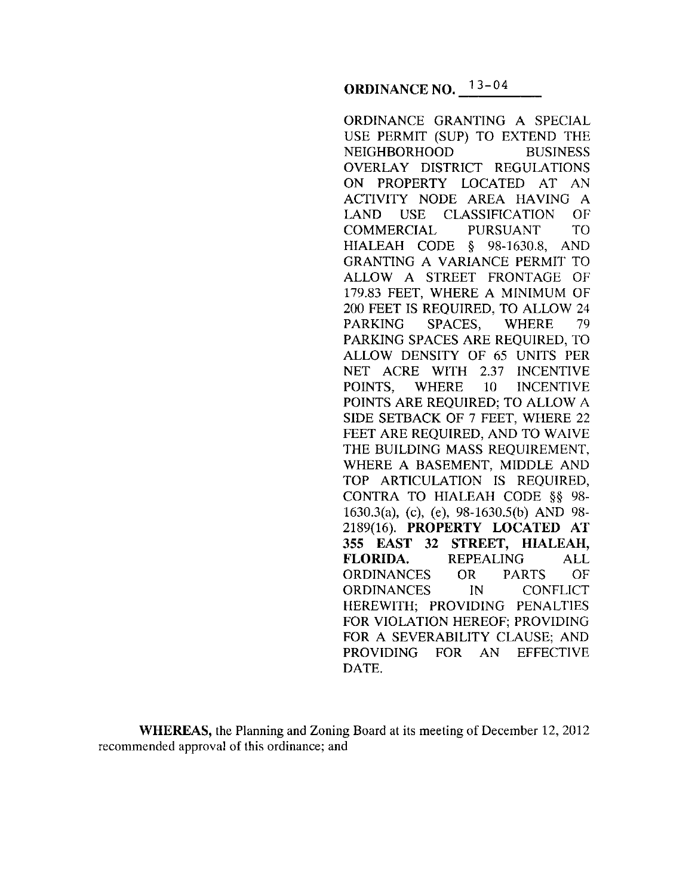**ORDINANCE NO. 13-04**

ORDINANCE GRANTING A SPECIAL USE PERMIT (SUP) TO EXTEND THE NEIGHBORHOOD BUSINESS OVERLAY DISTRICT REGULATIONS ON PROPERTY LOCATED AT AN ACTIVITY NODE AREA HAVING A LAND USE CLASSIFICATION OF COMMERCIAL PURSUANT TO HIALEAH CODE § 98-1630.8, AND GRANTING A VARIANCE PERMIT TO ALLOW A STREET FRONTAGE OF 179.83 FEET, WHERE A MINIMUM OF 200 FEET IS REQUIRED, TO ALLOW 24 PARKING SPACES, WHERE 79 PARKING SPACES ARE REQUIRED, TO ALLOW DENSITY OF 65 UNITS PER NET ACRE WITH 2.37 INCENTIVE POINTS, WHERE 10 INCENTIVE POINTS ARE REQUIRED; TO ALLOW A SIDE SETBACK OF 7 FEET, WHERE 22 FEET ARE REQUIRED, AND TO WAIVE THE BUILDING MASS REQUIREMENT, WHERE A BASEMENT, MIDDLE AND TOP ARTICULATION IS REQUIRED, CONTRA TO HIALEAH CODE §§ 98-1630.3(a), (c), (e), 98-1630.5(b) AND 98-2189(16). **PROPERTY LOCATED AT 355 EAST 32 STREET, HIALEAH, FLORIDA.** REPEALING ALL ORDINANCES OR PARTS OF ORDINANCES IN CONFLICT HEREWITH; PROVIDING PENALTIES FOR VIOLATION HEREOF; PROVIDING FOR A SEVERABILITY CLAUSE; AND PROVIDING FOR AN EFFECTIVE DATE.

**WHEREAS,** the Planning and Zoning Board at its meeting of December 12, 2012 recommended approval of this ordinance; and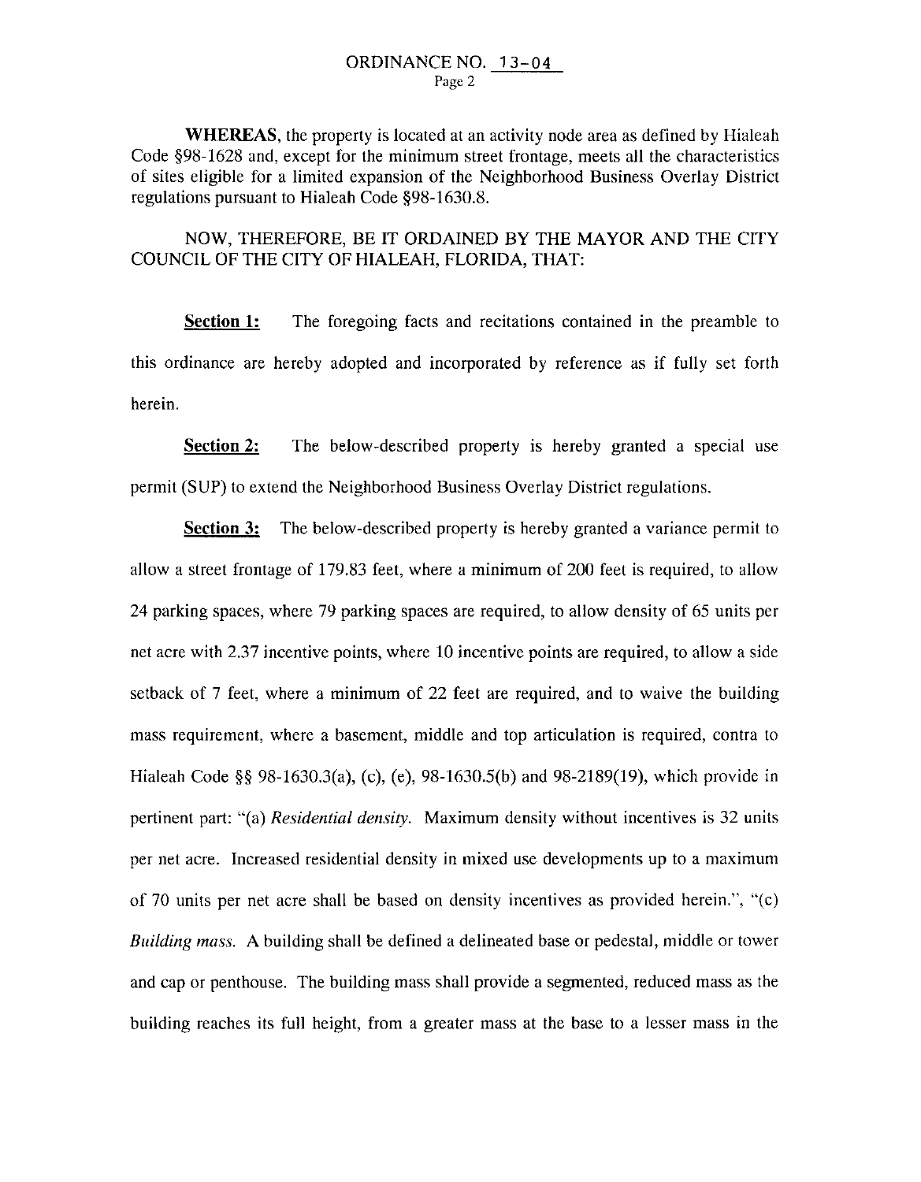**WHEREAS**, the property is located at an activity node area as defined by Hialeah Code §98-1628 and, except for the minimum street frontage, meets all the characteristics of sites eligible for a limited expansion of the Neighborhood Business Overlay District regulations pursuant to Hialeah Code §98-1630.8.

NOW, THEREFORE, BE IT ORDAINED BY THE MAYOR AND THE CITY COUNCIL OF THE CITY OF HIALEAH, FLORIDA, THAT:

**Section 1:** The foregoing facts and recitations contained in the preamble to this ordinance are hereby adopted and incorporated by reference as if fully set forth herein.

**Section 2:** The below-described property is hereby granted a special use permit (SUP) to extend the Neighborhood Business Overlay District regulations.

**Section 3:** The below-described property is hereby granted a variance permit to allow a street frontage of 179.83 feet, where a minimum of 200 feet is required, to allow 24 parking spaces, where 79 parking spaces are required, to allow density of 65 units per net acre with 2.37 incentive points, where 10 incentive points are required, to allow a side setback of 7 feet, where a minimum of 22 feet are required, and to waive the building mass requirement, where a basement, middle and top articulation is required, contra to Hialeah Code §§ 98-1630.3(a), (c), (e), 98-1630.5(b) and 98-2189(19), which provide in pertinent part: "(a) *Residential density.* Maximum density without incentives is 32 units per net acre. Increased residential density in mixed use developments up to a maximum of 70 units per net acre shall be based on density incentives as provided herein.", "(c) *Building mass.* A building shall be defined a delineated base or pedestal, middle or tower and cap or penthouse. The building mass shall provide a segmented, reduced mass as the building reaches its full height, from a greater mass at the base to a lesser mass in the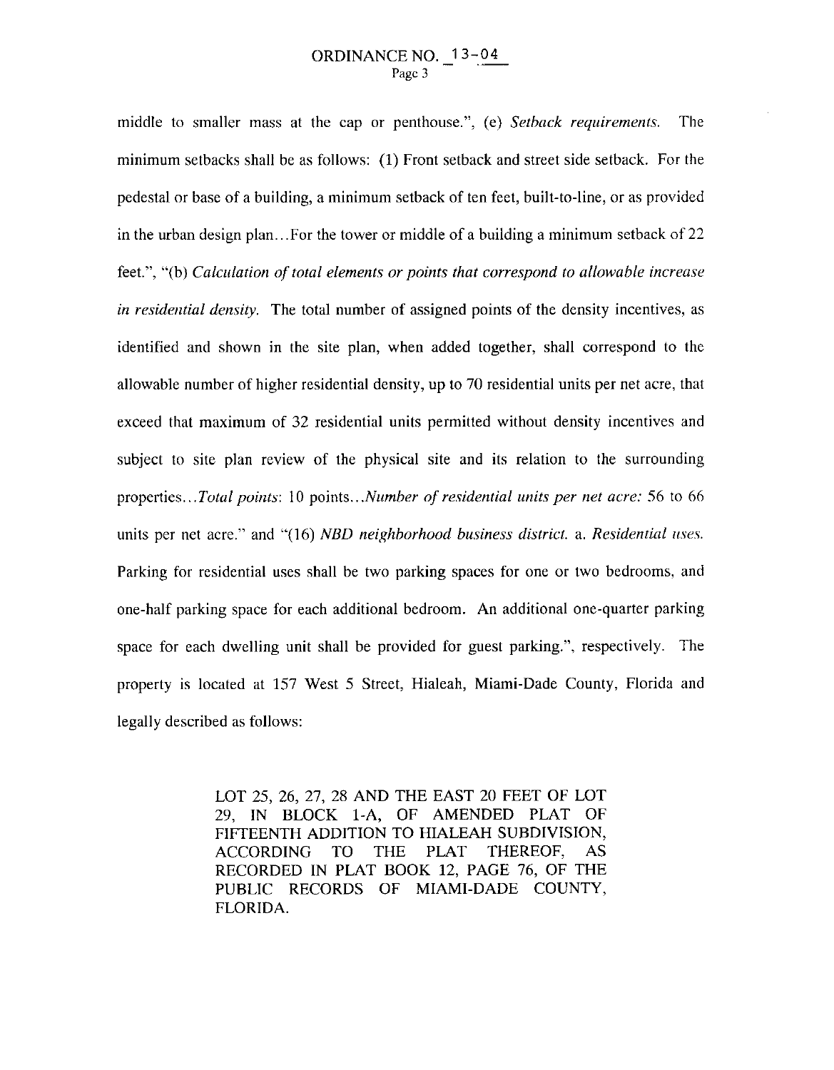middle to smaller mass at the cap or penthouse.", (e) *Setback requirements.* The minimum setbacks shall be as follows: (1) Front setback and street side setback. For the pedestal or base of a building, a minimum setback of ten feet, built-to-line, or as provided in the urban design plan…For the tower or middle of a building a minimum setback of 22 feet.", "(b) *Calculation of total elements or points that correspond to allowable increase in residential density.* The total number of assigned points of the density incentives, as identified and shown in the site plan, when added together, shall correspond to the allowable number of higher residential density, up to 70 residential units per net acre, that exceed that maximum of 32 residential units permitted without density incentives and subject to site plan review of the physical site and its relation to the surrounding properties…*Total points*: 10 points…*Number of residential units per net acre:* 56 to 66 units per net acre." and "(16) *NBD neighborhood business district.* a. *Residential uses.* Parking for residential uses shall be two parking spaces for one or two bedrooms, and one-half parking space for each additional bedroom. An additional one-quarter parking space for each dwelling unit shall be provided for guest parking.", respectively. The property is located at 157 West 5 Street, Hialeah, Miami-Dade County, Florida and legally described as follows:

> LOT 25, 26, 27, 28 AND THE EAST 20 FEET OF LOT 29, IN BLOCK 1-A, OF AMENDED PLAT OF FIFTEENTH ADDITION TO HIALEAH SUBDIVISION, ACCORDING TO THE PLAT THEREOF, AS RECORDED IN PLAT BOOK 12, PAGE 76, OF THE PUBLIC RECORDS OF MIAMI-DADE COUNTY, FLORIDA.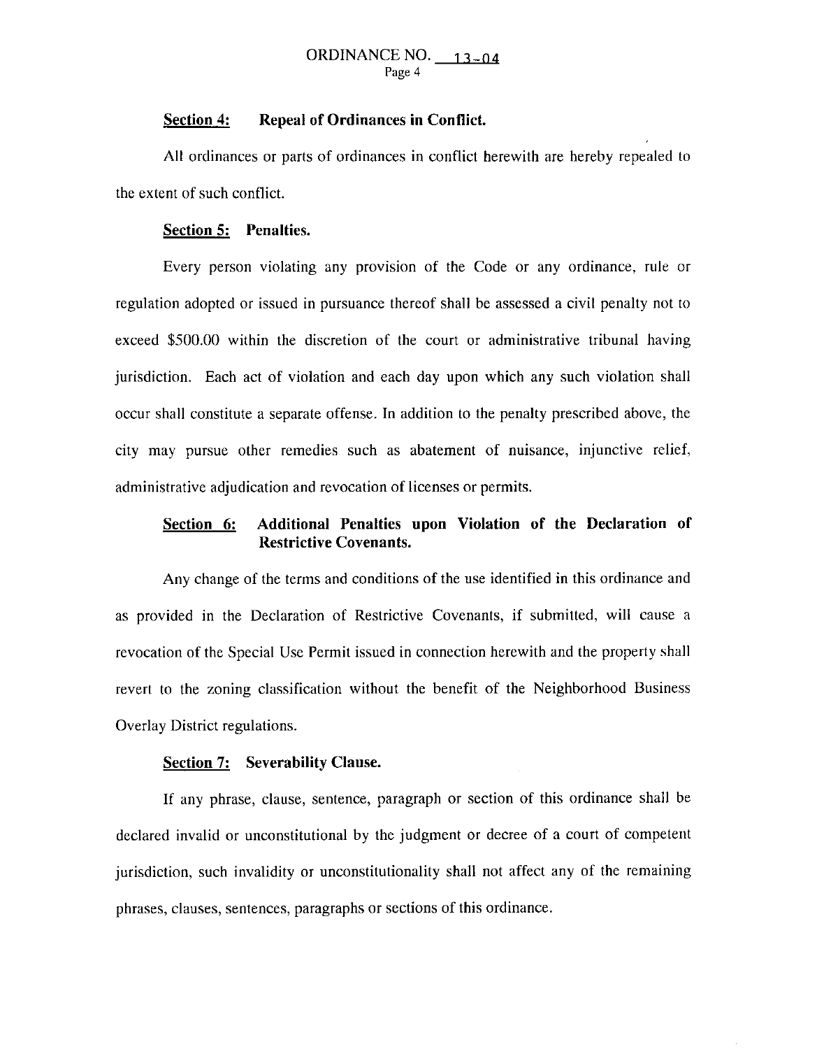**Section 4: Repeal of Ordinances in Conflict.**

All ordinances or parts of ordinances in conflict herewith are hereby repealed to the extent of such conflict.

**Section 5: Penalties.**

Every person violating any provision of the Code or any ordinance, rule or regulation adopted or issued in pursuance thereof shall be assessed a civil penalty not to exceed $500.00 within the discretion of the court or administrative tribunal having jurisdiction. Each act of violation and each day upon which any such violation shall occur shall constitute a separate offense. In addition to the penalty prescribed above, the city may pursue other remedies such as abatement of nuisance, injunctive relief, administrative adjudication and revocation of licenses or permits.

**Section 6: Additional Penalties upon Violation of the Declaration of Restrictive Covenants.**

Any change of the terms and conditions of the use identified in this ordinance and as provided in the Declaration of Restrictive Covenants, if submitted, will cause a revocation of the Special Use Permit issued in connection herewith and the property shall revert to the zoning classification without the benefit of the Neighborhood Business Overlay District regulations.

**Section 7: Severability Clause.**

If any phrase, clause, sentence, paragraph or section of this ordinance shall be declared invalid or unconstitutional by the judgment or decree of a court of competent jurisdiction, such invalidity or unconstitutionality shall not affect any of the remaining phrases, clauses, sentences, paragraphs or sections of this ordinance.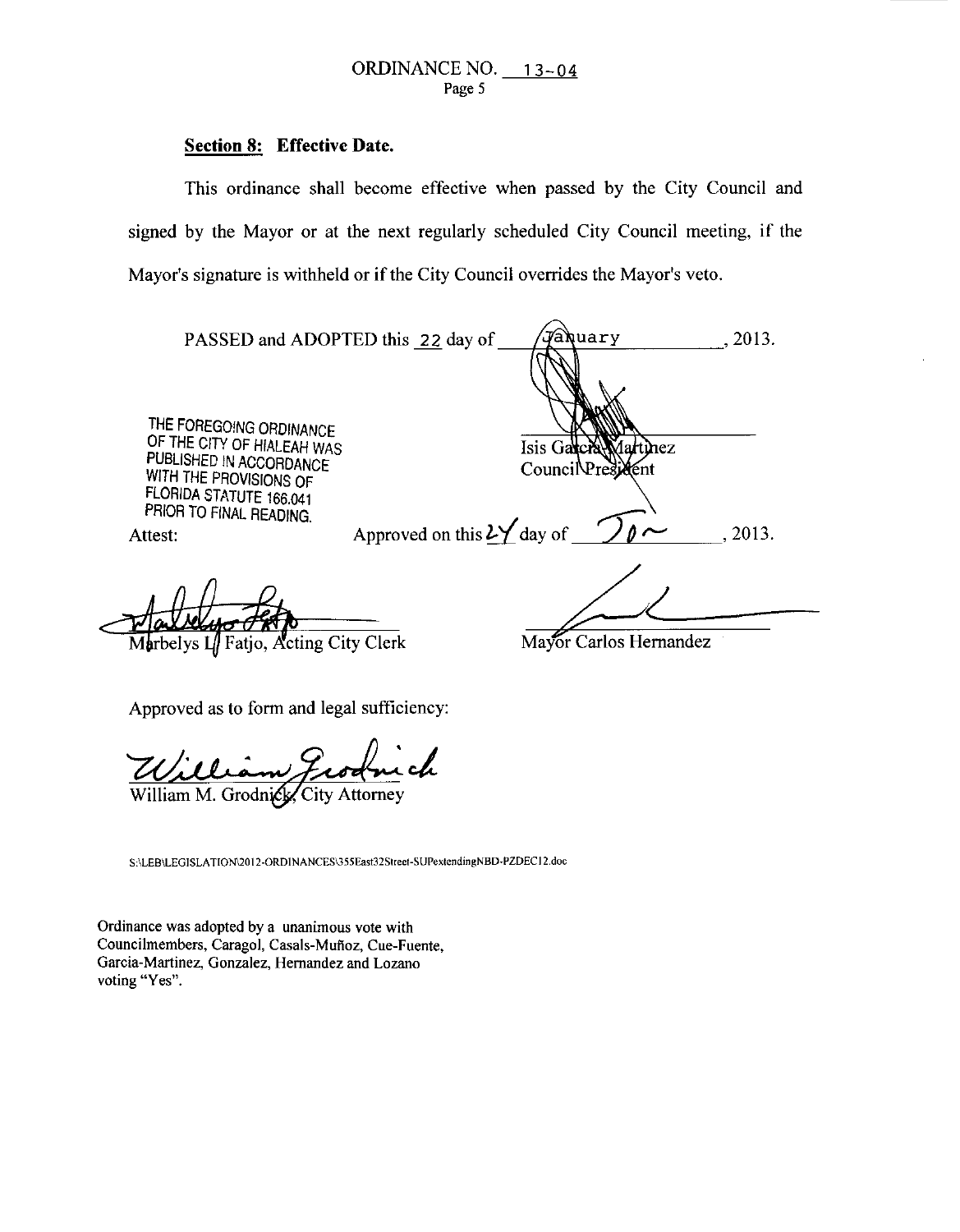ORDINANCE NO. 13-04

**Section 8: Effective Date.**

This ordinance shall become effective when passed by the City Council and signed by the Mayor or at the next regularly scheduled City Council meeting, if the Mayor's signature is withheld or if the City Council overrides the Mayor's veto.

PASSED and ADOPTED this 22 day of January, 2013.

THE FOREGOING ORDINANCE OF THE CITY OF HIALEAH WAS PUBLISHED IN ACCORDANCE WITH THE PROVISIONS OF FLORIDA STATUTE 166.041 PRIOR TO FINAL READING.

Isis Garcia-Martinez
Council President

Attest:

Approved on this 24 day of Jan, 2013.

Marbelys L. Fatjo, Acting City Clerk

Mayor Carlos Hernandez

Approved as to form and legal sufficiency:

William M. Grodnick, City Attorney

S:\LEB\LEGISLATION\2012-ORDINANCES\355East32Street-SUPextendingNBD-PZDEC12.doc

Ordinance was adopted by a unanimous vote with Councilmembers, Caragol, Casals-Muñoz, Cue-Fuente, Garcia-Martinez, Gonzalez, Hernandez and Lozano voting "Yes".